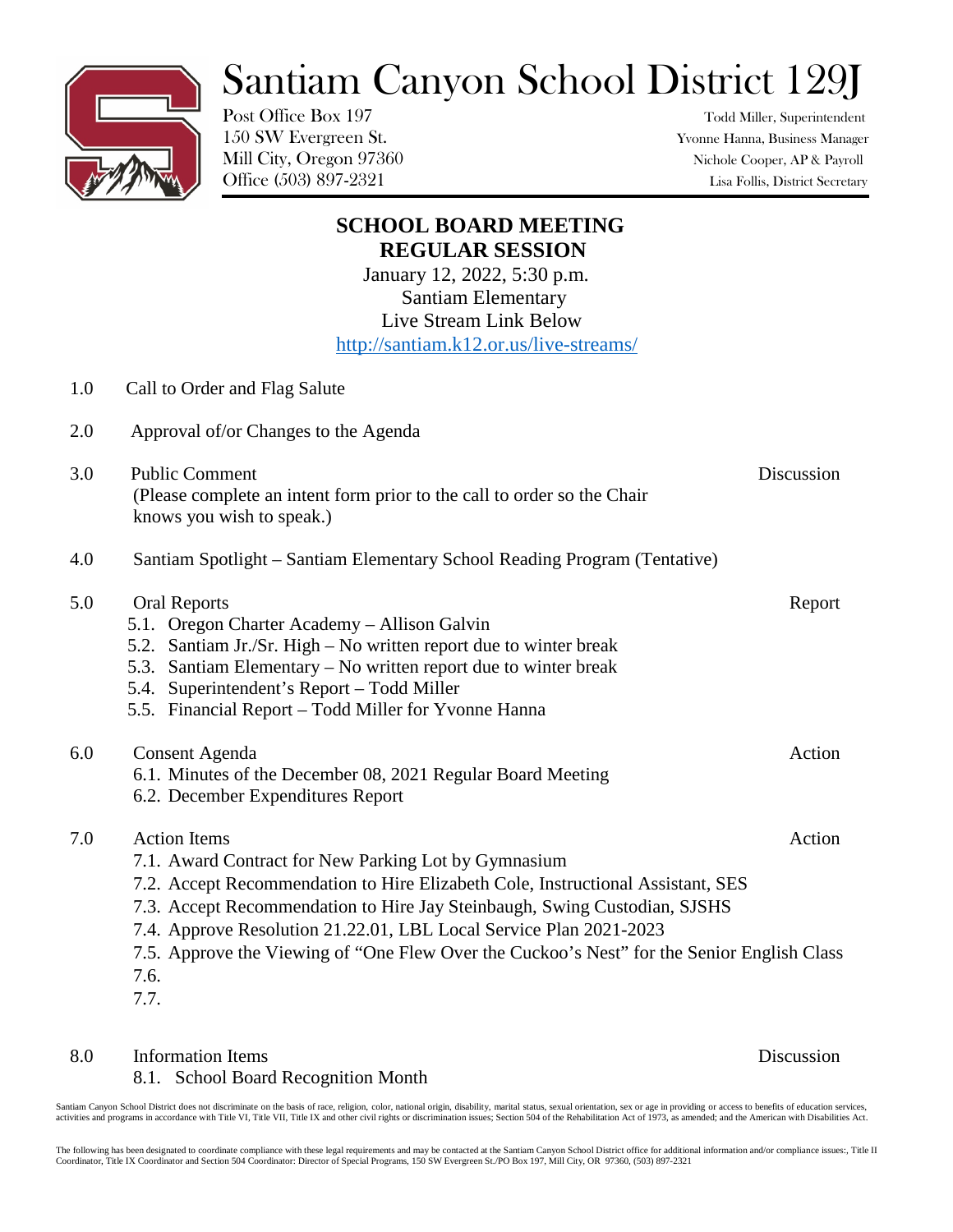# Santiam Canyon School District 129J

Post Office Box 197
150 SW Evergreen St.
Mill City, Oregon 97360
Office (503) 897-2321

Todd Miller, Superintendent
Yvonne Hanna, Business Manager
Nichole Cooper, AP & Payroll
Lisa Follis, District Secretary

## SCHOOL BOARD MEETING
## REGULAR SESSION

January 12, 2022, 5:30 p.m.
Santiam Elementary
Live Stream Link Below
http://santiam.k12.or.us/live-streams/

1.0 Call to Order and Flag Salute

2.0 Approval of/or Changes to the Agenda

3.0 Public Comment — Discussion
(Please complete an intent form prior to the call to order so the Chair knows you wish to speak.)

4.0 Santiam Spotlight – Santiam Elementary School Reading Program (Tentative)

5.0 Oral Reports — Report
- 5.1. Oregon Charter Academy – Allison Galvin
- 5.2. Santiam Jr./Sr. High – No written report due to winter break
- 5.3. Santiam Elementary – No written report due to winter break
- 5.4. Superintendent's Report – Todd Miller
- 5.5. Financial Report – Todd Miller for Yvonne Hanna

6.0 Consent Agenda — Action
- 6.1. Minutes of the December 08, 2021 Regular Board Meeting
- 6.2. December Expenditures Report

7.0 Action Items — Action
- 7.1. Award Contract for New Parking Lot by Gymnasium
- 7.2. Accept Recommendation to Hire Elizabeth Cole, Instructional Assistant, SES
- 7.3. Accept Recommendation to Hire Jay Steinbaugh, Swing Custodian, SJSHS
- 7.4. Approve Resolution 21.22.01, LBL Local Service Plan 2021-2023
- 7.5. Approve the Viewing of "One Flew Over the Cuckoo's Nest" for the Senior English Class
- 7.6.
- 7.7.

8.0 Information Items — Discussion
- 8.1. School Board Recognition Month

Santiam Canyon School District does not discriminate on the basis of race, religion, color, national origin, disability, marital status, sexual orientation, sex or age in providing or access to benefits of education services, activities and programs in accordance with Title VI, Title VII, Title IX and other civil rights or discrimination issues; Section 504 of the Rehabilitation Act of 1973, as amended; and the American with Disabilities Act.

The following has been designated to coordinate compliance with these legal requirements and may be contacted at the Santiam Canyon School District office for additional information and/or compliance issues:, Title II Coordinator, Title IX Coordinator and Section 504 Coordinator: Director of Special Programs, 150 SW Evergreen St./PO Box 197, Mill City, OR 97360, (503) 897-2321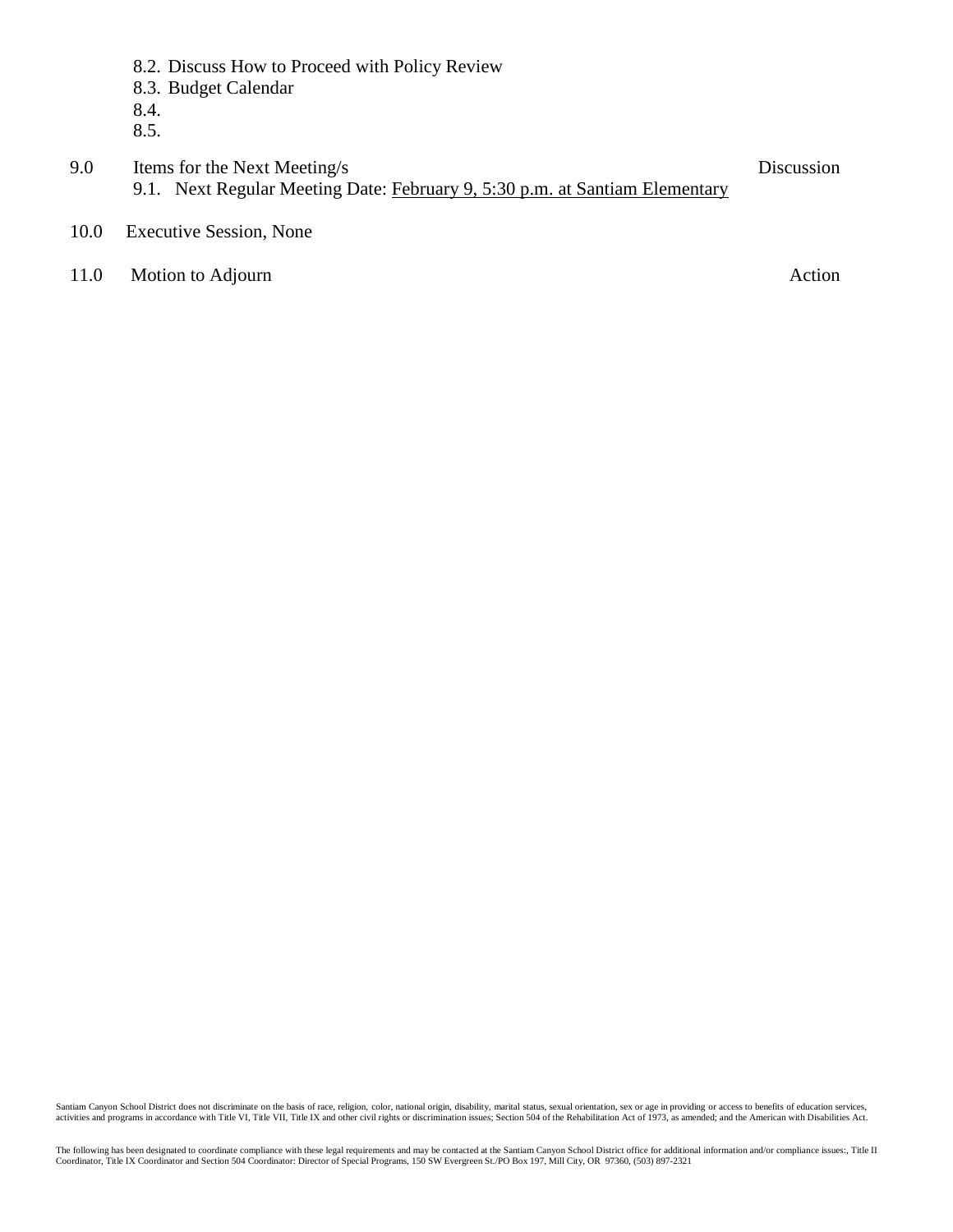8.2. Discuss How to Proceed with Policy Review
8.3. Budget Calendar
8.4.
8.5.

9.0 Items for the Next Meeting/s — Discussion

9.1. Next Regular Meeting Date: February 9, 5:30 p.m. at Santiam Elementary

10.0 Executive Session, None

11.0 Motion to Adjourn — Action

Santiam Canyon School District does not discriminate on the basis of race, religion, color, national origin, disability, marital status, sexual orientation, sex or age in providing or access to benefits of education services, activities and programs in accordance with Title VI, Title VII, Title IX and other civil rights or discrimination issues; Section 504 of the Rehabilitation Act of 1973, as amended; and the American with Disabilities Act.

The following has been designated to coordinate compliance with these legal requirements and may be contacted at the Santiam Canyon School District office for additional information and/or compliance issues:, Title II Coordinator, Title IX Coordinator and Section 504 Coordinator: Director of Special Programs, 150 SW Evergreen St./PO Box 197, Mill City, OR 97360, (503) 897-2321